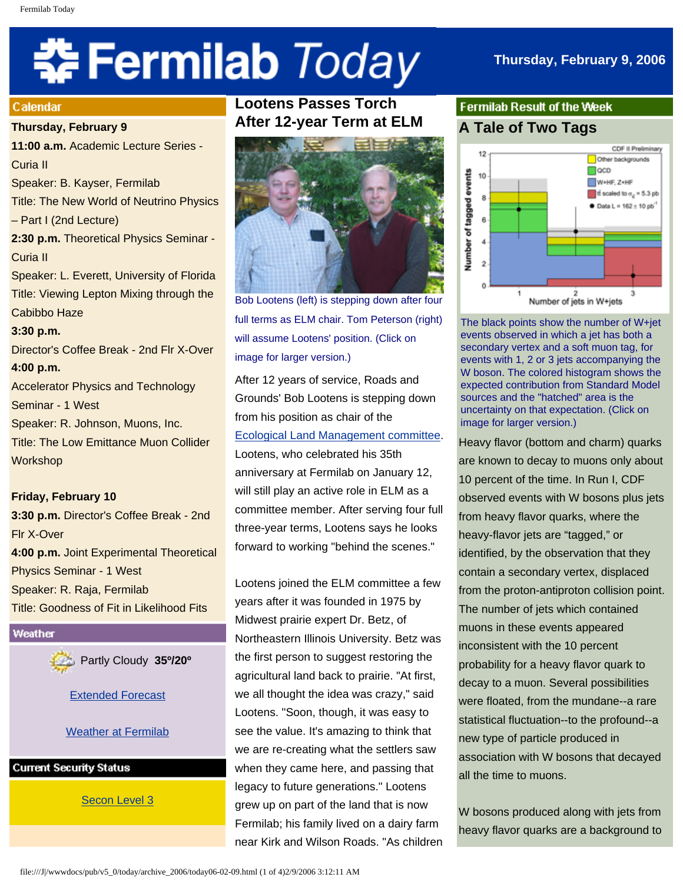# Fermilab Today

**Thursday, February 9, 2006**

## Calendar

**Thursday, February 9**

**11:00 a.m.** Academic Lecture Series - Curia II
Speaker: B. Kayser, Fermilab
Title: The New World of Neutrino Physics – Part I (2nd Lecture)

**2:30 p.m.** Theoretical Physics Seminar - Curia II
Speaker: L. Everett, University of Florida
Title: Viewing Lepton Mixing through the Cabibbo Haze

**3:30 p.m.**
Director's Coffee Break - 2nd Flr X-Over

**4:00 p.m.**
Accelerator Physics and Technology Seminar - 1 West
Speaker: R. Johnson, Muons, Inc.
Title: The Low Emittance Muon Collider Workshop

**Friday, February 10**

**3:30 p.m.** Director's Coffee Break - 2nd Flr X-Over

**4:00 p.m.** Joint Experimental Theoretical Physics Seminar - 1 West
Speaker: R. Raja, Fermilab
Title: Goodness of Fit in Likelihood Fits

## Weather

Partly Cloudy **35º/20º**

Extended Forecast

Weather at Fermilab

## Current Security Status

Secon Level 3

## Lootens Passes Torch After 12-year Term at ELM

Bob Lootens (left) is stepping down after four full terms as ELM chair. Tom Peterson (right) will assume Lootens' position. (Click on image for larger version.)

After 12 years of service, Roads and Grounds' Bob Lootens is stepping down from his position as chair of the Ecological Land Management committee. Lootens, who celebrated his 35th anniversary at Fermilab on January 12, will still play an active role in ELM as a committee member. After serving four full three-year terms, Lootens says he looks forward to working "behind the scenes."

Lootens joined the ELM committee a few years after it was founded in 1975 by Midwest prairie expert Dr. Betz, of Northeastern Illinois University. Betz was the first person to suggest restoring the agricultural land back to prairie. "At first, we all thought the idea was crazy," said Lootens. "Soon, though, it was easy to see the value. It's amazing to think that we are re-creating what the settlers saw when they came here, and passing that legacy to future generations." Lootens grew up on part of the land that is now Fermilab; his family lived on a dairy farm near Kirk and Wilson Roads. "As children

## Fermilab Result of the Week

## A Tale of Two Tags

The black points show the number of W+jet events observed in which a jet has both a secondary vertex and a soft muon tag, for events with 1, 2 or 3 jets accompanying the W boson. The colored histogram shows the expected contribution from Standard Model sources and the "hatched" area is the uncertainty on that expectation. (Click on image for larger version.)

Heavy flavor (bottom and charm) quarks are known to decay to muons only about 10 percent of the time. In Run I, CDF observed events with W bosons plus jets from heavy flavor quarks, where the heavy-flavor jets are "tagged," or identified, by the observation that they contain a secondary vertex, displaced from the proton-antiproton collision point. The number of jets which contained muons in these events appeared inconsistent with the 10 percent probability for a heavy flavor quark to decay to a muon. Several possibilities were floated, from the mundane--a rare statistical fluctuation--to the profound--a new type of particle produced in association with W bosons that decayed all the time to muons.

W bosons produced along with jets from heavy flavor quarks are a background to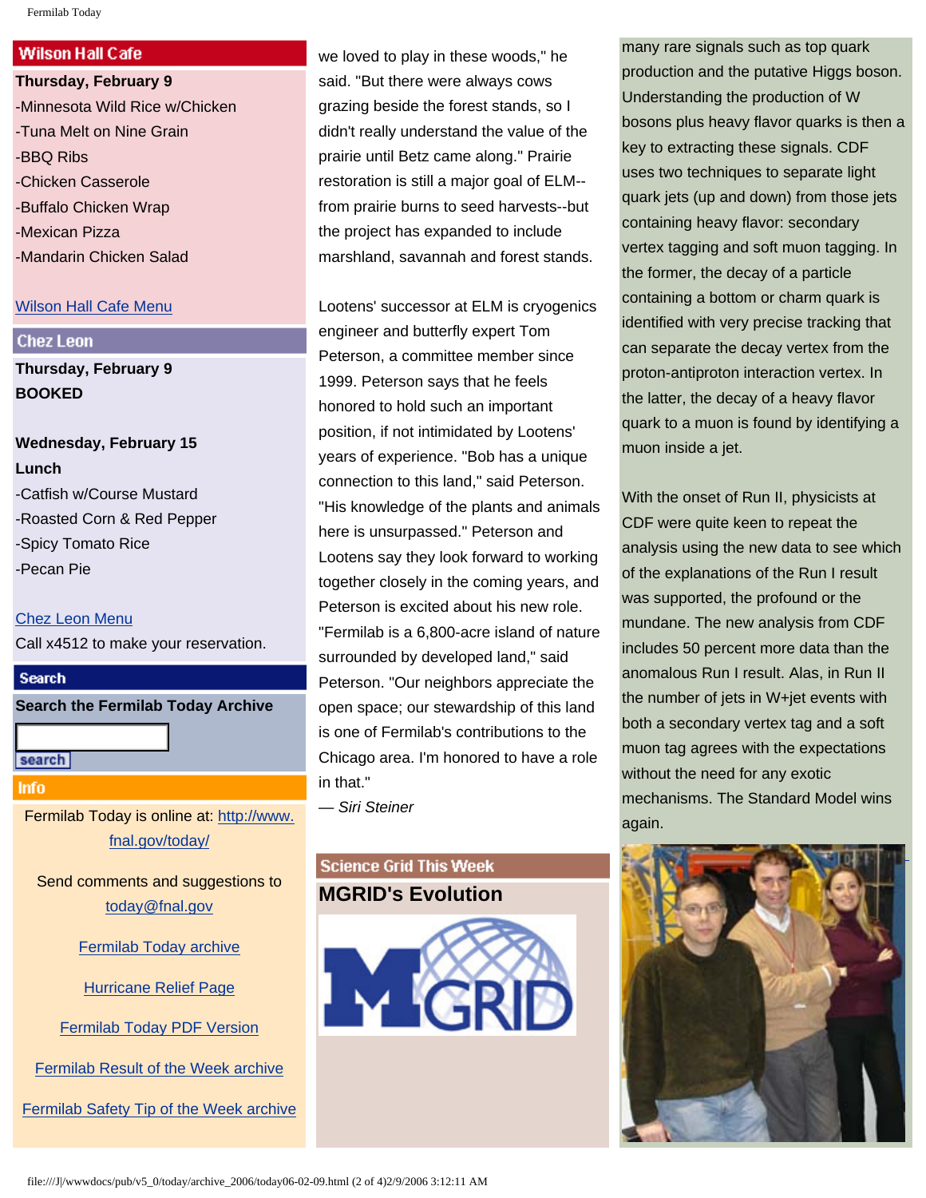## Wilson Hall Cafe

**Thursday, February 9**

-Minnesota Wild Rice w/Chicken
-Tuna Melt on Nine Grain
-BBQ Ribs
-Chicken Casserole
-Buffalo Chicken Wrap
-Mexican Pizza
-Mandarin Chicken Salad

Wilson Hall Cafe Menu

## Chez Leon

**Thursday, February 9**
**BOOKED**

**Wednesday, February 15**
**Lunch**
-Catfish w/Course Mustard
-Roasted Corn & Red Pepper
-Spicy Tomato Rice
-Pecan Pie

Chez Leon Menu
Call x4512 to make your reservation.

## Search

**Search the Fermilab Today Archive**

search

## Info

Fermilab Today is online at: http://www.fnal.gov/today/

Send comments and suggestions to today@fnal.gov

Fermilab Today archive

Hurricane Relief Page

Fermilab Today PDF Version

Fermilab Result of the Week archive

Fermilab Safety Tip of the Week archive

we loved to play in these woods," he said. "But there were always cows grazing beside the forest stands, so I didn't really understand the value of the prairie until Betz came along." Prairie restoration is still a major goal of ELM--from prairie burns to seed harvests--but the project has expanded to include marshland, savannah and forest stands.

Lootens' successor at ELM is cryogenics engineer and butterfly expert Tom Peterson, a committee member since 1999. Peterson says that he feels honored to hold such an important position, if not intimidated by Lootens' years of experience. "Bob has a unique connection to this land," said Peterson. "His knowledge of the plants and animals here is unsurpassed." Peterson and Lootens say they look forward to working together closely in the coming years, and Peterson is excited about his new role. "Fermilab is a 6,800-acre island of nature surrounded by developed land," said Peterson. "Our neighbors appreciate the open space; our stewardship of this land is one of Fermilab's contributions to the Chicago area. I'm honored to have a role in that."
*— Siri Steiner*

## Science Grid This Week

### MGRID's Evolution

many rare signals such as top quark production and the putative Higgs boson. Understanding the production of W bosons plus heavy flavor quarks is then a key to extracting these signals. CDF uses two techniques to separate light quark jets (up and down) from those jets containing heavy flavor: secondary vertex tagging and soft muon tagging. In the former, the decay of a particle containing a bottom or charm quark is identified with very precise tracking that can separate the decay vertex from the proton-antiproton interaction vertex. In the latter, the decay of a heavy flavor quark to a muon is found by identifying a muon inside a jet.

With the onset of Run II, physicists at CDF were quite keen to repeat the analysis using the new data to see which of the explanations of the Run I result was supported, the profound or the mundane. The new analysis from CDF includes 50 percent more data than the anomalous Run I result. Alas, in Run II the number of jets in W+jet events with both a secondary vertex tag and a soft muon tag agrees with the expectations without the need for any exotic mechanisms. The Standard Model wins again.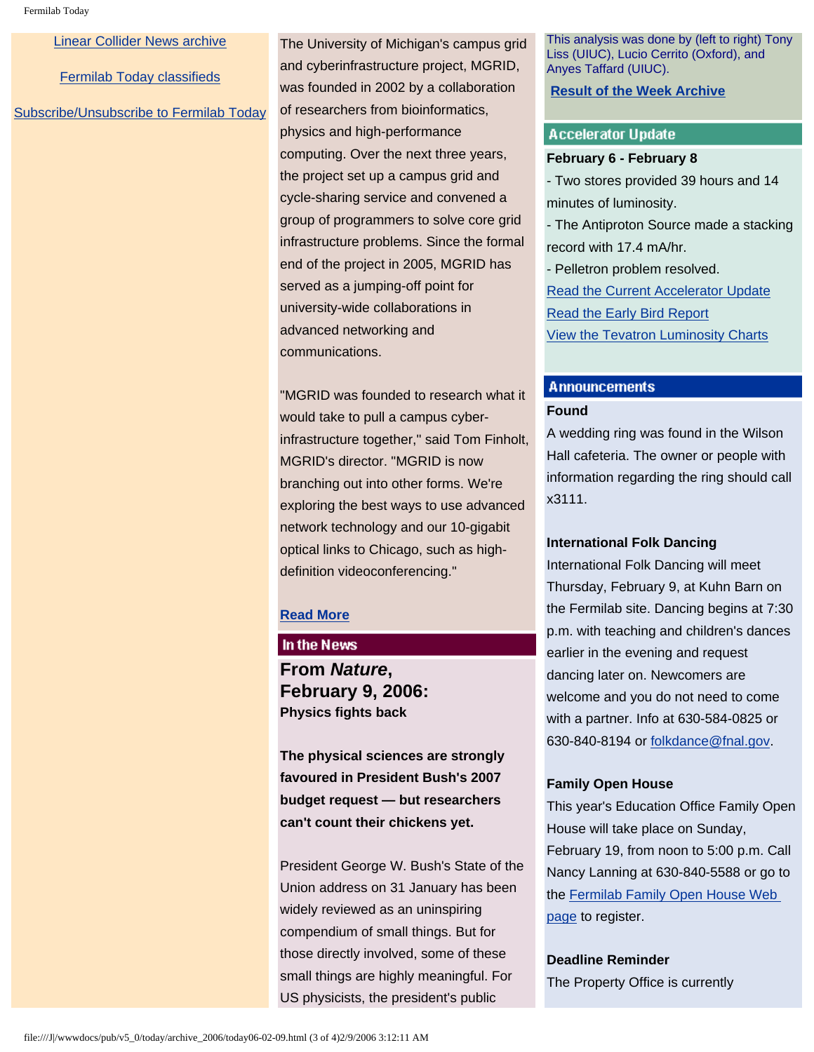[Linear Collider News archive]

[Fermilab Today classifieds]

[Subscribe/Unsubscribe to Fermilab Today]

The University of Michigan's campus grid and cyberinfrastructure project, MGRID, was founded in 2002 by a collaboration of researchers from bioinformatics, physics and high-performance computing. Over the next three years, the project set up a campus grid and cycle-sharing service and convened a group of programmers to solve core grid infrastructure problems. Since the formal end of the project in 2005, MGRID has served as a jumping-off point for university-wide collaborations in advanced networking and communications.

"MGRID was founded to research what it would take to pull a campus cyber-infrastructure together," said Tom Finholt, MGRID's director. "MGRID is now branching out into other forms. We're exploring the best ways to use advanced network technology and our 10-gigabit optical links to Chicago, such as high-definition videoconferencing."

**Read More**

## In the News

### From *Nature*, February 9, 2006:

**Physics fights back**

**The physical sciences are strongly favoured in President Bush's 2007 budget request — but researchers can't count their chickens yet.**

President George W. Bush's State of the Union address on 31 January has been widely reviewed as an uninspiring compendium of small things. But for those directly involved, some of these small things are highly meaningful. For US physicists, the president's public

This analysis was done by (left to right) Tony Liss (UIUC), Lucio Cerrito (Oxford), and Anyes Taffard (UIUC).

**Result of the Week Archive**

## Accelerator Update

**February 6 - February 8**

- Two stores provided 39 hours and 14 minutes of luminosity.
- The Antiproton Source made a stacking record with 17.4 mA/hr.
- Pelletron problem resolved.

Read the Current Accelerator Update

Read the Early Bird Report

View the Tevatron Luminosity Charts

## Announcements

**Found**

A wedding ring was found in the Wilson Hall cafeteria. The owner or people with information regarding the ring should call x3111.

**International Folk Dancing**

International Folk Dancing will meet Thursday, February 9, at Kuhn Barn on the Fermilab site. Dancing begins at 7:30 p.m. with teaching and children's dances earlier in the evening and request dancing later on. Newcomers are welcome and you do not need to come with a partner. Info at 630-584-0825 or 630-840-8194 or folkdance@fnal.gov.

**Family Open House**

This year's Education Office Family Open House will take place on Sunday, February 19, from noon to 5:00 p.m. Call Nancy Lanning at 630-840-5588 or go to the Fermilab Family Open House Web page to register.

**Deadline Reminder**

The Property Office is currently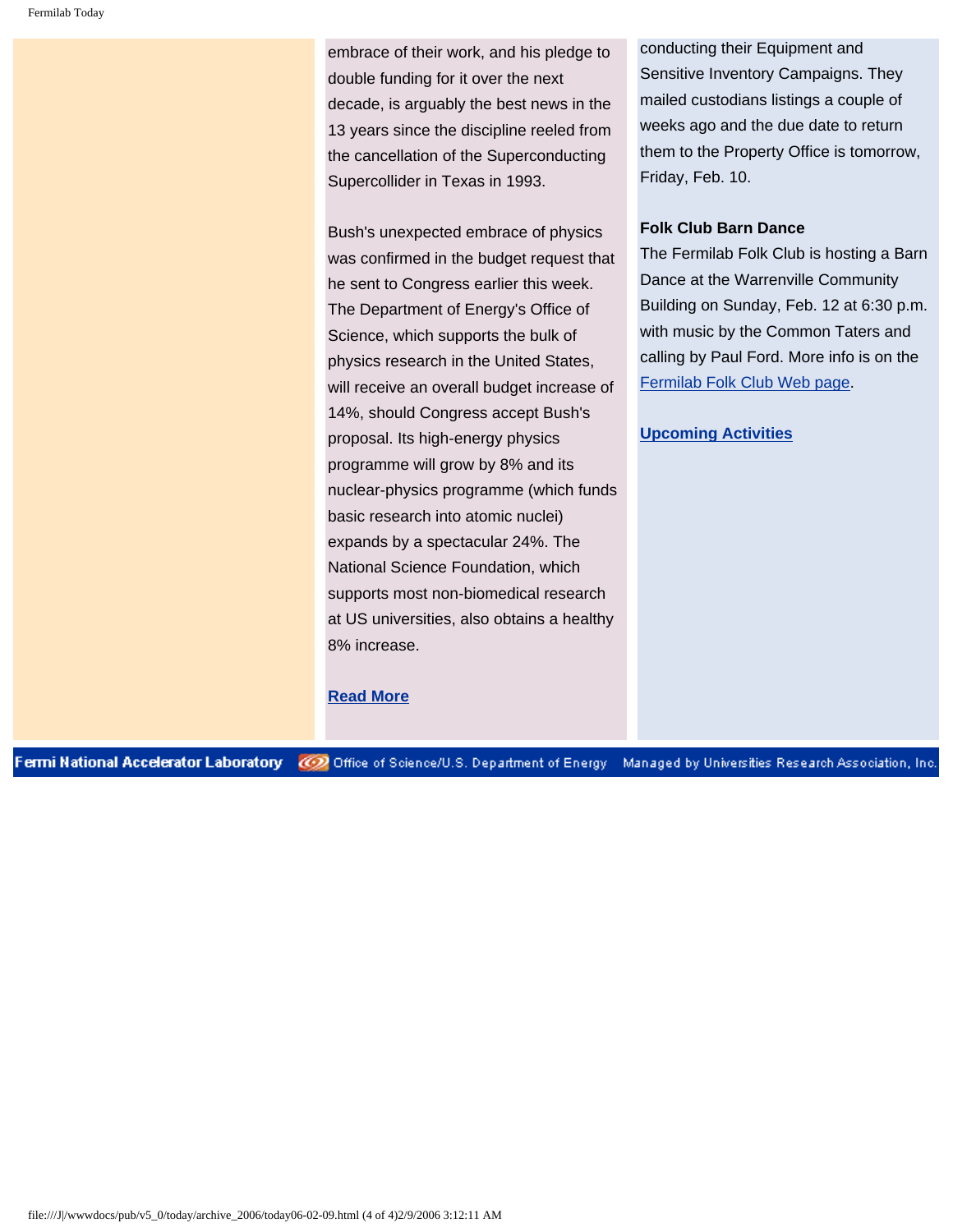embrace of their work, and his pledge to double funding for it over the next decade, is arguably the best news in the 13 years since the discipline reeled from the cancellation of the Superconducting Supercollider in Texas in 1993.

Bush's unexpected embrace of physics was confirmed in the budget request that he sent to Congress earlier this week. The Department of Energy's Office of Science, which supports the bulk of physics research in the United States, will receive an overall budget increase of 14%, should Congress accept Bush's proposal. Its high-energy physics programme will grow by 8% and its nuclear-physics programme (which funds basic research into atomic nuclei) expands by a spectacular 24%. The National Science Foundation, which supports most non-biomedical research at US universities, also obtains a healthy 8% increase.

**Read More**

conducting their Equipment and Sensitive Inventory Campaigns. They mailed custodians listings a couple of weeks ago and the due date to return them to the Property Office is tomorrow, Friday, Feb. 10.

**Folk Club Barn Dance**

The Fermilab Folk Club is hosting a Barn Dance at the Warrenville Community Building on Sunday, Feb. 12 at 6:30 p.m. with music by the Common Taters and calling by Paul Ford. More info is on the Fermilab Folk Club Web page.

**Upcoming Activities**

Fermi National Accelerator Laboratory | Office of Science/U.S. Department of Energy | Managed by Universities Research Association, Inc.